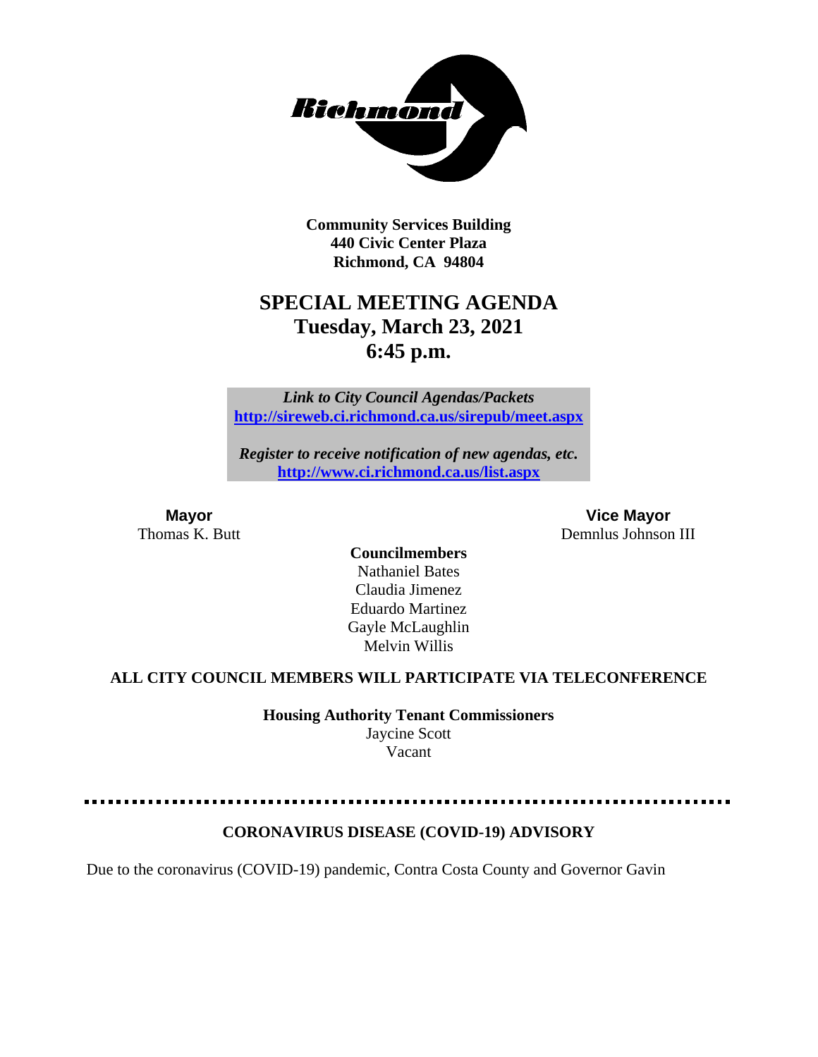**Community Services Building**
**440 Civic Center Plaza**
**Richmond, CA 94804**

# SPECIAL MEETING AGENDA
## Tuesday, March 23, 2021
## 6:45 p.m.

*Link to City Council Agendas/Packets*
**http://sireweb.ci.richmond.ca.us/sirepub/meet.aspx**

*Register to receive notification of new agendas, etc.*
**http://www.ci.richmond.ca.us/list.aspx**

**Mayor**
Thomas K. Butt

**Vice Mayor**
Demnlus Johnson III

**Councilmembers**
Nathaniel Bates
Claudia Jimenez
Eduardo Martinez
Gayle McLaughlin
Melvin Willis

**ALL CITY COUNCIL MEMBERS WILL PARTICIPATE VIA TELECONFERENCE**

**Housing Authority Tenant Commissioners**
Jaycine Scott
Vacant

**CORONAVIRUS DISEASE (COVID-19) ADVISORY**

Due to the coronavirus (COVID-19) pandemic, Contra Costa County and Governor Gavin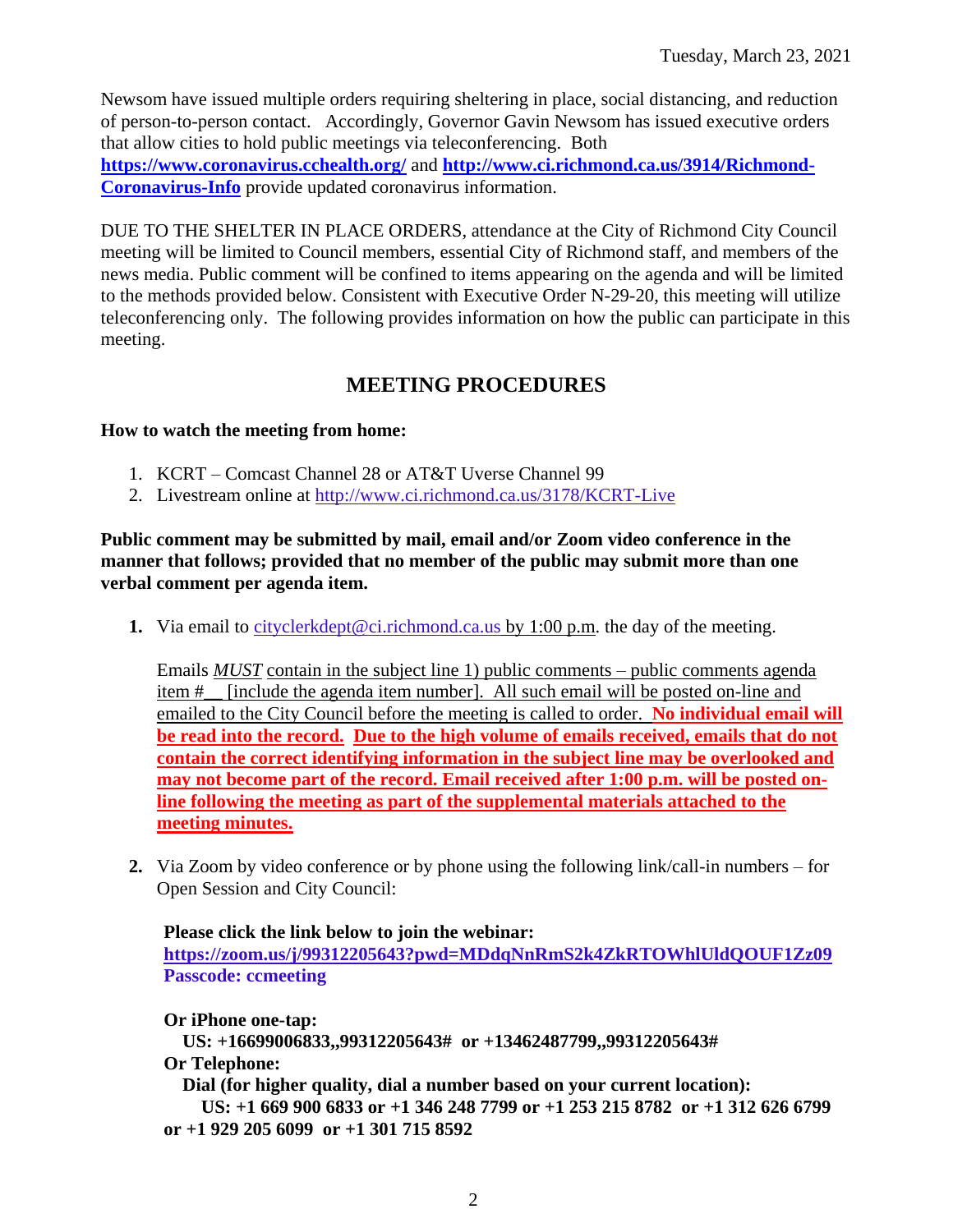Newsom have issued multiple orders requiring sheltering in place, social distancing, and reduction of person-to-person contact. Accordingly, Governor Gavin Newsom has issued executive orders that allow cities to hold public meetings via teleconferencing. Both **https://www.coronavirus.cchealth.org/** and **http://www.ci.richmond.ca.us/3914/Richmond-Coronavirus-Info** provide updated coronavirus information.

DUE TO THE SHELTER IN PLACE ORDERS, attendance at the City of Richmond City Council meeting will be limited to Council members, essential City of Richmond staff, and members of the news media. Public comment will be confined to items appearing on the agenda and will be limited to the methods provided below. Consistent with Executive Order N-29-20, this meeting will utilize teleconferencing only. The following provides information on how the public can participate in this meeting.

## MEETING PROCEDURES

**How to watch the meeting from home:**

1. KCRT – Comcast Channel 28 or AT&T Uverse Channel 99
2. Livestream online at http://www.ci.richmond.ca.us/3178/KCRT-Live

**Public comment may be submitted by mail, email and/or Zoom video conference in the manner that follows; provided that no member of the public may submit more than one verbal comment per agenda item.**

**1.** Via email to cityclerkdept@ci.richmond.ca.us by 1:00 p.m. the day of the meeting.

   Emails *MUST* contain in the subject line 1) public comments – public comments agenda item #__ [include the agenda item number]. All such email will be posted on-line and emailed to the City Council before the meeting is called to order. **No individual email will be read into the record. Due to the high volume of emails received, emails that do not contain the correct identifying information in the subject line may be overlooked and may not become part of the record. Email received after 1:00 p.m. will be posted on-line following the meeting as part of the supplemental materials attached to the meeting minutes.**

**2.** Via Zoom by video conference or by phone using the following link/call-in numbers – for Open Session and City Council:

   **Please click the link below to join the webinar:**
   **https://zoom.us/j/99312205643?pwd=MDdqNnRmS2k4ZkRTOWhlUldQOUF1Zz09**
   **Passcode: ccmeeting**

   **Or iPhone one-tap:**
   **US: +16699006833,,99312205643# or +13462487799,,99312205643#**
   **Or Telephone:**
   **Dial (for higher quality, dial a number based on your current location):**
   **US: +1 669 900 6833 or +1 346 248 7799 or +1 253 215 8782 or +1 312 626 6799 or +1 929 205 6099 or +1 301 715 8592**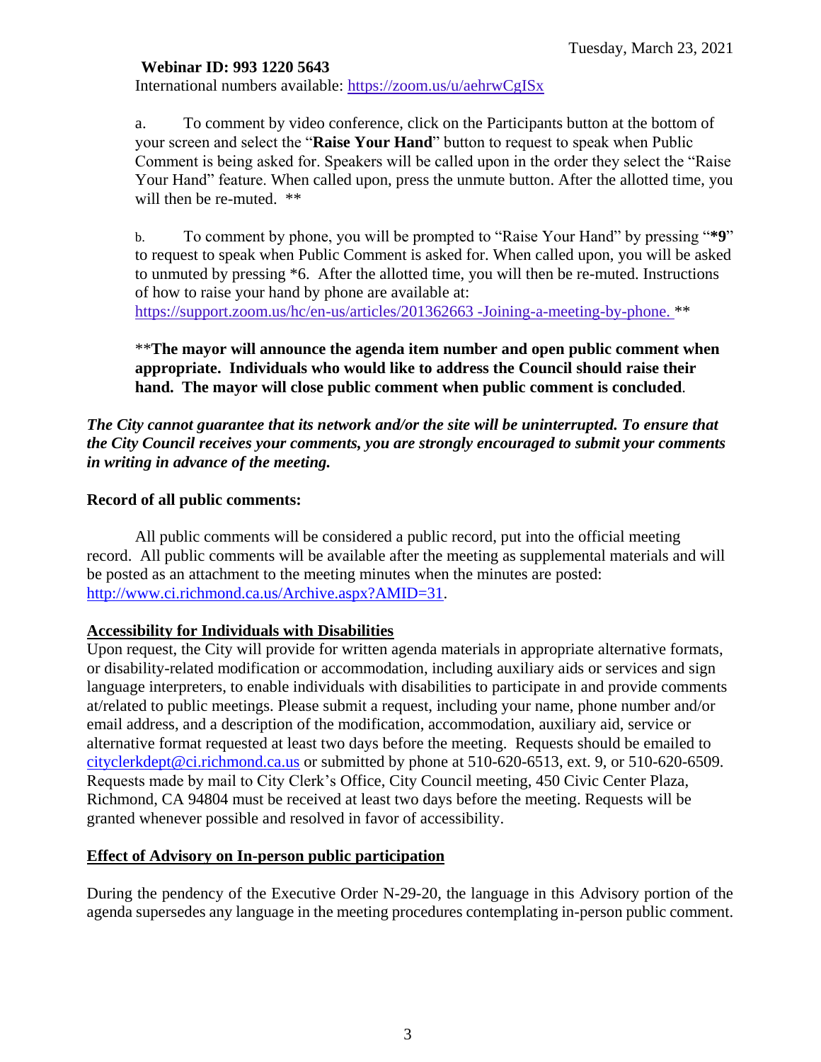**Webinar ID: 993 1220 5643**
International numbers available: https://zoom.us/u/aehrwCgISx

a. To comment by video conference, click on the Participants button at the bottom of your screen and select the "**Raise Your Hand**" button to request to speak when Public Comment is being asked for. Speakers will be called upon in the order they select the "Raise Your Hand" feature. When called upon, press the unmute button. After the allotted time, you will then be re-muted. **

b. To comment by phone, you will be prompted to "Raise Your Hand" by pressing "***9**" to request to speak when Public Comment is asked for. When called upon, you will be asked to unmuted by pressing *6. After the allotted time, you will then be re-muted. Instructions of how to raise your hand by phone are available at: https://support.zoom.us/hc/en-us/articles/201362663 -Joining-a-meeting-by-phone. **

****The mayor will announce the agenda item number and open public comment when appropriate. Individuals who would like to address the Council should raise their hand. The mayor will close public comment when public comment is concluded**.

***The City cannot guarantee that its network and/or the site will be uninterrupted. To ensure that the City Council receives your comments, you are strongly encouraged to submit your comments in writing in advance of the meeting.***

**Record of all public comments:**

All public comments will be considered a public record, put into the official meeting record. All public comments will be available after the meeting as supplemental materials and will be posted as an attachment to the meeting minutes when the minutes are posted: http://www.ci.richmond.ca.us/Archive.aspx?AMID=31.

**Accessibility for Individuals with Disabilities**

Upon request, the City will provide for written agenda materials in appropriate alternative formats, or disability-related modification or accommodation, including auxiliary aids or services and sign language interpreters, to enable individuals with disabilities to participate in and provide comments at/related to public meetings. Please submit a request, including your name, phone number and/or email address, and a description of the modification, accommodation, auxiliary aid, service or alternative format requested at least two days before the meeting. Requests should be emailed to cityclerkdept@ci.richmond.ca.us or submitted by phone at 510-620-6513, ext. 9, or 510-620-6509. Requests made by mail to City Clerk's Office, City Council meeting, 450 Civic Center Plaza, Richmond, CA 94804 must be received at least two days before the meeting. Requests will be granted whenever possible and resolved in favor of accessibility.

**Effect of Advisory on In-person public participation**

During the pendency of the Executive Order N-29-20, the language in this Advisory portion of the agenda supersedes any language in the meeting procedures contemplating in-person public comment.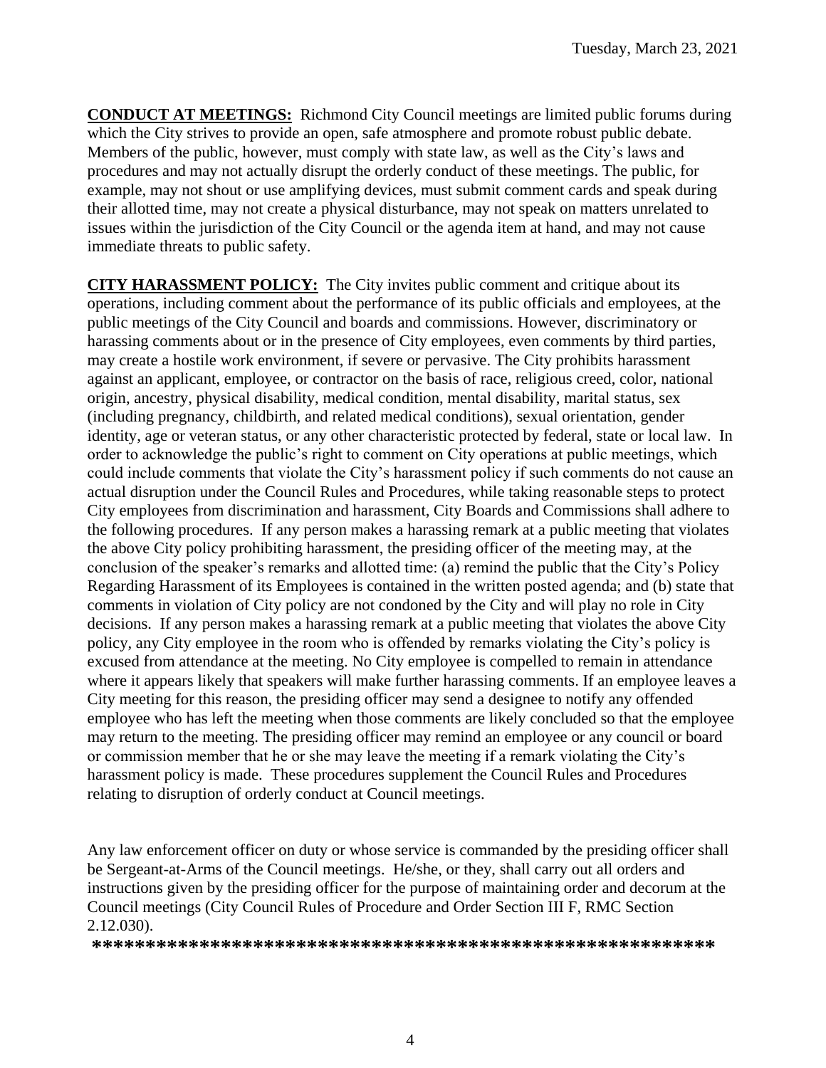**CONDUCT AT MEETINGS:** Richmond City Council meetings are limited public forums during which the City strives to provide an open, safe atmosphere and promote robust public debate. Members of the public, however, must comply with state law, as well as the City's laws and procedures and may not actually disrupt the orderly conduct of these meetings. The public, for example, may not shout or use amplifying devices, must submit comment cards and speak during their allotted time, may not create a physical disturbance, may not speak on matters unrelated to issues within the jurisdiction of the City Council or the agenda item at hand, and may not cause immediate threats to public safety.

**CITY HARASSMENT POLICY:** The City invites public comment and critique about its operations, including comment about the performance of its public officials and employees, at the public meetings of the City Council and boards and commissions. However, discriminatory or harassing comments about or in the presence of City employees, even comments by third parties, may create a hostile work environment, if severe or pervasive. The City prohibits harassment against an applicant, employee, or contractor on the basis of race, religious creed, color, national origin, ancestry, physical disability, medical condition, mental disability, marital status, sex (including pregnancy, childbirth, and related medical conditions), sexual orientation, gender identity, age or veteran status, or any other characteristic protected by federal, state or local law. In order to acknowledge the public's right to comment on City operations at public meetings, which could include comments that violate the City's harassment policy if such comments do not cause an actual disruption under the Council Rules and Procedures, while taking reasonable steps to protect City employees from discrimination and harassment, City Boards and Commissions shall adhere to the following procedures. If any person makes a harassing remark at a public meeting that violates the above City policy prohibiting harassment, the presiding officer of the meeting may, at the conclusion of the speaker's remarks and allotted time: (a) remind the public that the City's Policy Regarding Harassment of its Employees is contained in the written posted agenda; and (b) state that comments in violation of City policy are not condoned by the City and will play no role in City decisions. If any person makes a harassing remark at a public meeting that violates the above City policy, any City employee in the room who is offended by remarks violating the City's policy is excused from attendance at the meeting. No City employee is compelled to remain in attendance where it appears likely that speakers will make further harassing comments. If an employee leaves a City meeting for this reason, the presiding officer may send a designee to notify any offended employee who has left the meeting when those comments are likely concluded so that the employee may return to the meeting. The presiding officer may remind an employee or any council or board or commission member that he or she may leave the meeting if a remark violating the City's harassment policy is made. These procedures supplement the Council Rules and Procedures relating to disruption of orderly conduct at Council meetings.

Any law enforcement officer on duty or whose service is commanded by the presiding officer shall be Sergeant-at-Arms of the Council meetings. He/she, or they, shall carry out all orders and instructions given by the presiding officer for the purpose of maintaining order and decorum at the Council meetings (City Council Rules of Procedure and Order Section III F, RMC Section 2.12.030).

**************************************************************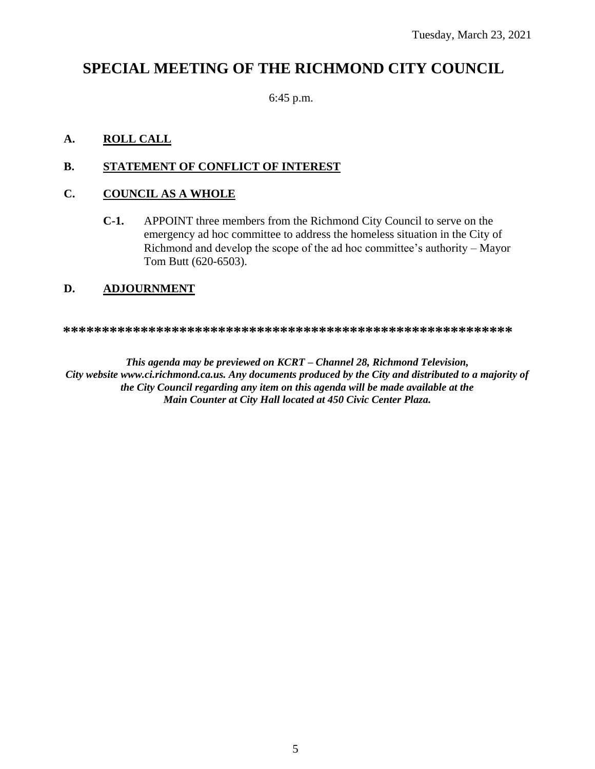Tuesday, March 23, 2021

# SPECIAL MEETING OF THE RICHMOND CITY COUNCIL

6:45 p.m.

## A. ROLL CALL

## B. STATEMENT OF CONFLICT OF INTEREST

## C. COUNCIL AS A WHOLE

**C-1.** APPOINT three members from the Richmond City Council to serve on the emergency ad hoc committee to address the homeless situation in the City of Richmond and develop the scope of the ad hoc committee's authority – Mayor Tom Butt (620-6503).

## D. ADJOURNMENT

**************************************************************

***This agenda may be previewed on KCRT – Channel 28, Richmond Television, City website www.ci.richmond.ca.us. Any documents produced by the City and distributed to a majority of the City Council regarding any item on this agenda will be made available at the Main Counter at City Hall located at 450 Civic Center Plaza.***